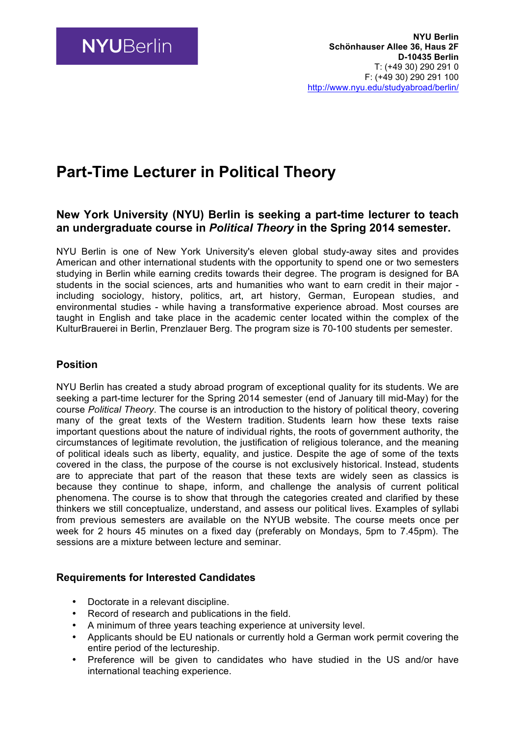NYUBerlin

**NYU Berlin**
**Schönhauser Allee 36, Haus 2F**
**D-10435 Berlin**
T: (+49 30) 290 291 0
F: (+49 30) 290 291 100
http://www.nyu.edu/studyabroad/berlin/

# Part-Time Lecturer in Political Theory

## New York University (NYU) Berlin is seeking a part-time lecturer to teach an undergraduate course in *Political Theory* in the Spring 2014 semester.

NYU Berlin is one of New York University's eleven global study-away sites and provides American and other international students with the opportunity to spend one or two semesters studying in Berlin while earning credits towards their degree. The program is designed for BA students in the social sciences, arts and humanities who want to earn credit in their major - including sociology, history, politics, art, art history, German, European studies, and environmental studies - while having a transformative experience abroad. Most courses are taught in English and take place in the academic center located within the complex of the KulturBrauerei in Berlin, Prenzlauer Berg. The program size is 70-100 students per semester.

### Position

NYU Berlin has created a study abroad program of exceptional quality for its students. We are seeking a part-time lecturer for the Spring 2014 semester (end of January till mid-May) for the course *Political Theory*. The course is an introduction to the history of political theory, covering many of the great texts of the Western tradition. Students learn how these texts raise important questions about the nature of individual rights, the roots of government authority, the circumstances of legitimate revolution, the justification of religious tolerance, and the meaning of political ideals such as liberty, equality, and justice. Despite the age of some of the texts covered in the class, the purpose of the course is not exclusively historical. Instead, students are to appreciate that part of the reason that these texts are widely seen as classics is because they continue to shape, inform, and challenge the analysis of current political phenomena. The course is to show that through the categories created and clarified by these thinkers we still conceptualize, understand, and assess our political lives. Examples of syllabi from previous semesters are available on the NYUB website. The course meets once per week for 2 hours 45 minutes on a fixed day (preferably on Mondays, 5pm to 7.45pm). The sessions are a mixture between lecture and seminar.

### Requirements for Interested Candidates

- Doctorate in a relevant discipline.
- Record of research and publications in the field.
- A minimum of three years teaching experience at university level.
- Applicants should be EU nationals or currently hold a German work permit covering the entire period of the lectureship.
- Preference will be given to candidates who have studied in the US and/or have international teaching experience.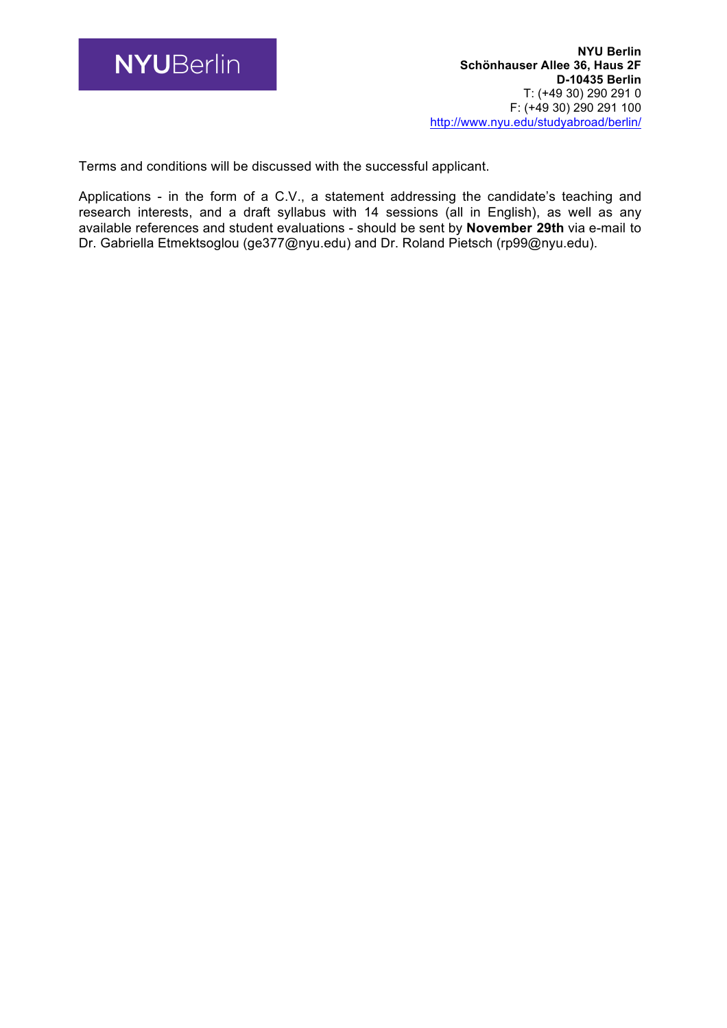**NYU Berlin**
**Schönhauser Allee 36, Haus 2F**
**D-10435 Berlin**
T: (+49 30) 290 291 0
F: (+49 30) 290 291 100
http://www.nyu.edu/studyabroad/berlin/

Terms and conditions will be discussed with the successful applicant.

Applications - in the form of a C.V., a statement addressing the candidate's teaching and research interests, and a draft syllabus with 14 sessions (all in English), as well as any available references and student evaluations - should be sent by **November 29th** via e-mail to Dr. Gabriella Etmektsoglou (ge377@nyu.edu) and Dr. Roland Pietsch (rp99@nyu.edu).